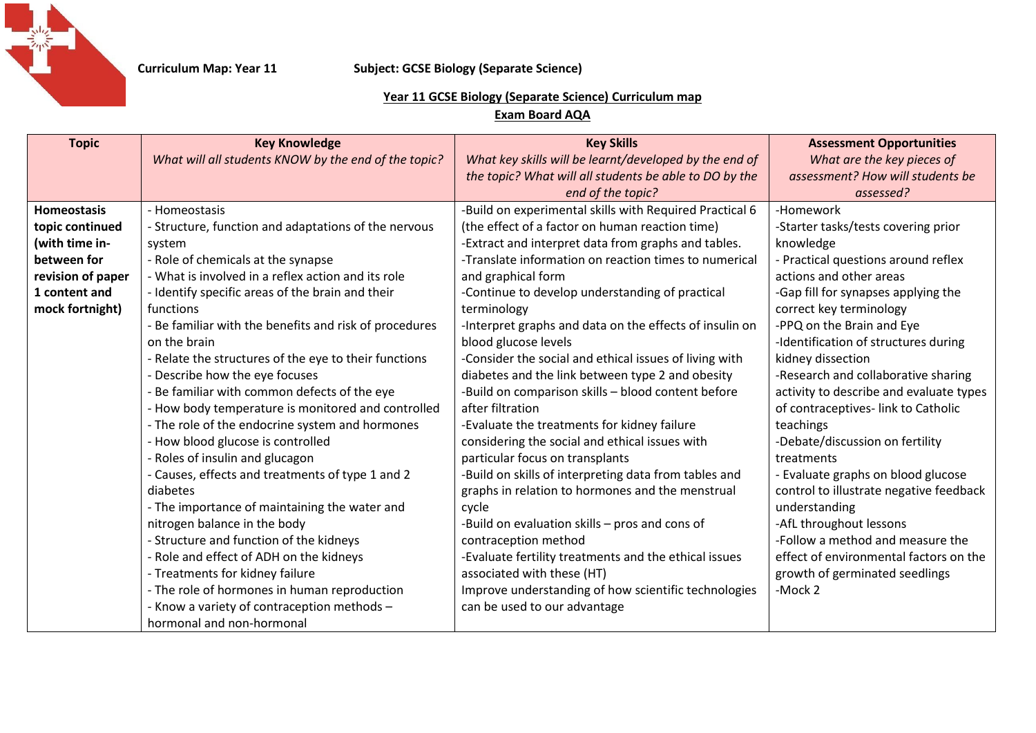**Curriculum Map: Year 11** **Subject: GCSE Biology (Separate Science)**

**Year 11 GCSE Biology (Separate Science) Curriculum map**

**Exam Board AQA**

| **Topic** | **Key Knowledge**<br>*What will all students KNOW by the end of the topic?* | **Key Skills**<br>*What key skills will be learnt/developed by the end of the topic? What will all students be able to DO by the end of the topic?* | **Assessment Opportunities**<br>*What are the key pieces of assessment? How will students be assessed?* |
|---|---|---|---|
| **Homeostasis topic continued (with time in-between for revision of paper 1 content and mock fortnight)** | - Homeostasis<br>- Structure, function and adaptations of the nervous system<br>- Role of chemicals at the synapse<br>- What is involved in a reflex action and its role<br>- Identify specific areas of the brain and their functions<br>- Be familiar with the benefits and risk of procedures on the brain<br>- Relate the structures of the eye to their functions<br>- Describe how the eye focuses<br>- Be familiar with common defects of the eye<br>- How body temperature is monitored and controlled<br>- The role of the endocrine system and hormones<br>- How blood glucose is controlled<br>- Roles of insulin and glucagon<br>- Causes, effects and treatments of type 1 and 2 diabetes<br>- The importance of maintaining the water and nitrogen balance in the body<br>- Structure and function of the kidneys<br>- Role and effect of ADH on the kidneys<br>- Treatments for kidney failure<br>- The role of hormones in human reproduction<br>- Know a variety of contraception methods – hormonal and non-hormonal | -Build on experimental skills with Required Practical 6 (the effect of a factor on human reaction time)<br>-Extract and interpret data from graphs and tables.<br>-Translate information on reaction times to numerical and graphical form<br>-Continue to develop understanding of practical terminology<br>-Interpret graphs and data on the effects of insulin on blood glucose levels<br>-Consider the social and ethical issues of living with diabetes and the link between type 2 and obesity<br>-Build on comparison skills – blood content before after filtration<br>-Evaluate the treatments for kidney failure considering the social and ethical issues with particular focus on transplants<br>-Build on skills of interpreting data from tables and graphs in relation to hormones and the menstrual cycle<br>-Build on evaluation skills – pros and cons of contraception method<br>-Evaluate fertility treatments and the ethical issues associated with these (HT)<br>Improve understanding of how scientific technologies can be used to our advantage | -Homework<br>-Starter tasks/tests covering prior knowledge<br>- Practical questions around reflex actions and other areas<br>-Gap fill for synapses applying the correct key terminology<br>-PPQ on the Brain and Eye<br>-Identification of structures during kidney dissection<br>-Research and collaborative sharing activity to describe and evaluate types of contraceptives- link to Catholic teachings<br>-Debate/discussion on fertility treatments<br>- Evaluate graphs on blood glucose control to illustrate negative feedback understanding<br>-AfL throughout lessons<br>-Follow a method and measure the effect of environmental factors on the growth of germinated seedlings<br>-Mock 2 |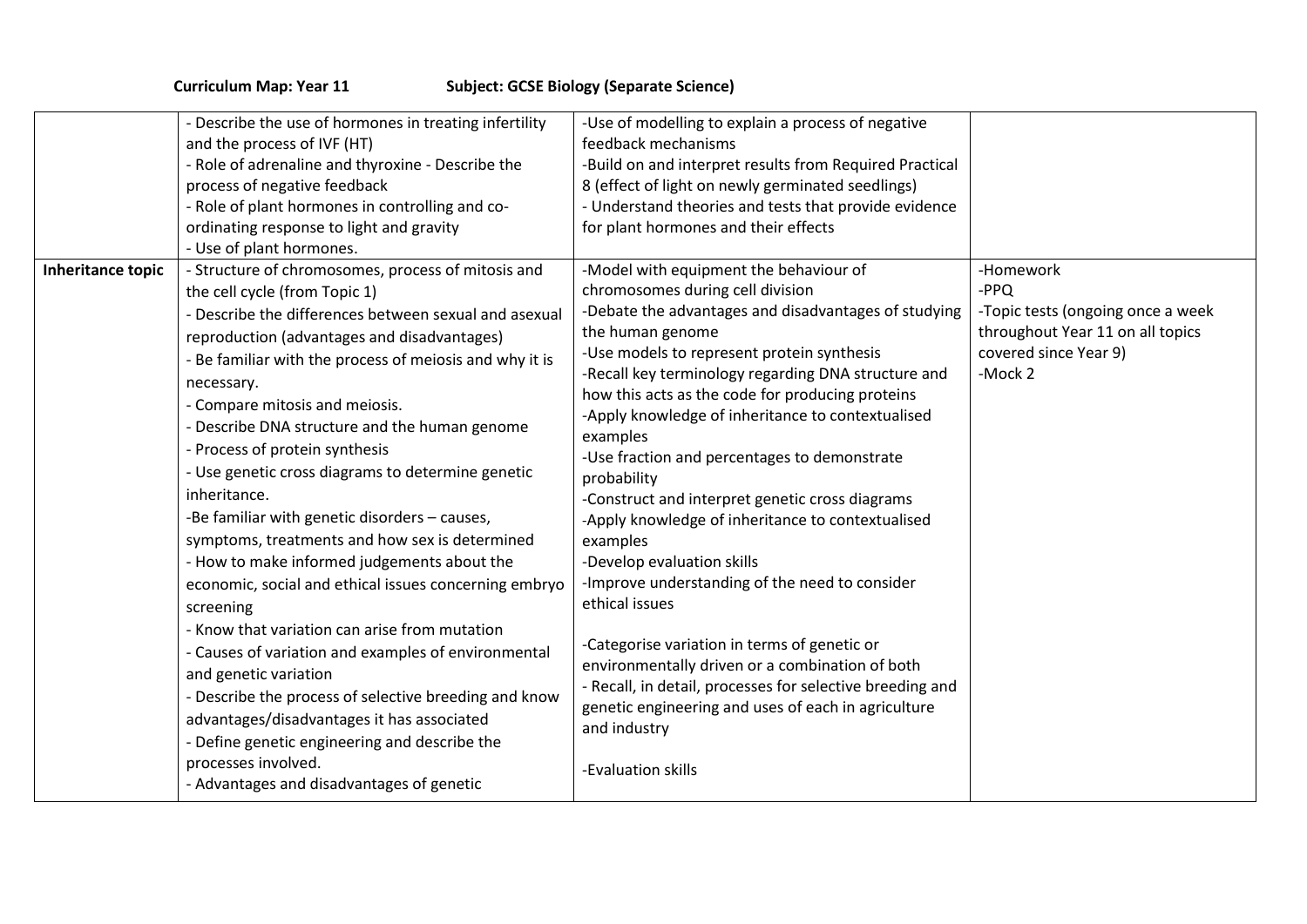**Curriculum Map: Year 11** **Subject: GCSE Biology (Separate Science)**

| | | | |
|---|---|---|---|
| | - Describe the use of hormones in treating infertility and the process of IVF (HT)<br>- Role of adrenaline and thyroxine - Describe the process of negative feedback<br>- Role of plant hormones in controlling and co-ordinating response to light and gravity<br>- Use of plant hormones. | -Use of modelling to explain a process of negative feedback mechanisms<br>-Build on and interpret results from Required Practical 8 (effect of light on newly germinated seedlings)<br>- Understand theories and tests that provide evidence for plant hormones and their effects | |
| **Inheritance topic** | - Structure of chromosomes, process of mitosis and the cell cycle (from Topic 1)<br>- Describe the differences between sexual and asexual reproduction (advantages and disadvantages)<br>- Be familiar with the process of meiosis and why it is necessary.<br>- Compare mitosis and meiosis.<br>- Describe DNA structure and the human genome<br>- Process of protein synthesis<br>- Use genetic cross diagrams to determine genetic inheritance.<br>-Be familiar with genetic disorders – causes, symptoms, treatments and how sex is determined<br>- How to make informed judgements about the economic, social and ethical issues concerning embryo screening<br>- Know that variation can arise from mutation<br>- Causes of variation and examples of environmental and genetic variation<br>- Describe the process of selective breeding and know advantages/disadvantages it has associated<br>- Define genetic engineering and describe the processes involved.<br>- Advantages and disadvantages of genetic | -Model with equipment the behaviour of chromosomes during cell division<br>-Debate the advantages and disadvantages of studying the human genome<br>-Use models to represent protein synthesis<br>-Recall key terminology regarding DNA structure and how this acts as the code for producing proteins<br>-Apply knowledge of inheritance to contextualised examples<br>-Use fraction and percentages to demonstrate probability<br>-Construct and interpret genetic cross diagrams<br>-Apply knowledge of inheritance to contextualised examples<br>-Develop evaluation skills<br>-Improve understanding of the need to consider ethical issues<br><br>-Categorise variation in terms of genetic or environmentally driven or a combination of both<br>- Recall, in detail, processes for selective breeding and genetic engineering and uses of each in agriculture and industry<br><br>-Evaluation skills | -Homework<br>-PPQ<br>-Topic tests (ongoing once a week throughout Year 11 on all topics covered since Year 9)<br>-Mock 2 |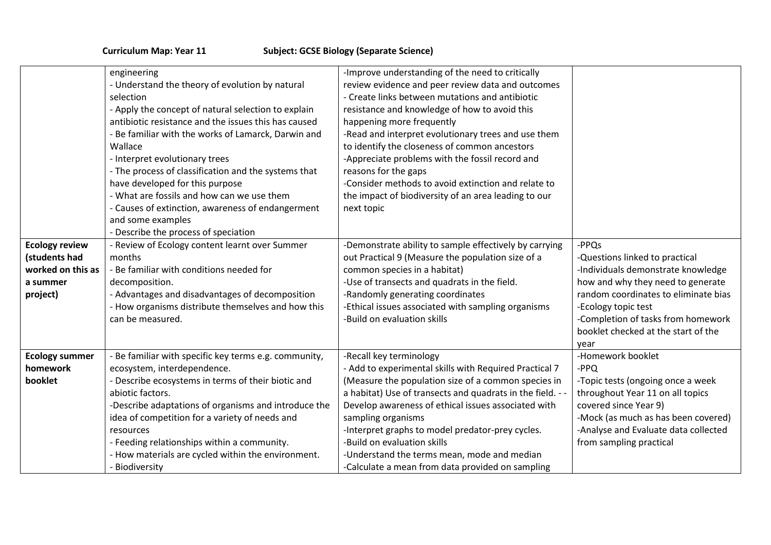**Curriculum Map: Year 11** **Subject: GCSE Biology (Separate Science)**

| | | | |
|---|---|---|---|
| | engineering<br>- Understand the theory of evolution by natural selection<br>- Apply the concept of natural selection to explain antibiotic resistance and the issues this has caused<br>- Be familiar with the works of Lamarck, Darwin and Wallace<br>- Interpret evolutionary trees<br>- The process of classification and the systems that have developed for this purpose<br>- What are fossils and how can we use them<br>- Causes of extinction, awareness of endangerment and some examples<br>- Describe the process of speciation | -Improve understanding of the need to critically review evidence and peer review data and outcomes<br>- Create links between mutations and antibiotic resistance and knowledge of how to avoid this happening more frequently<br>-Read and interpret evolutionary trees and use them to identify the closeness of common ancestors<br>-Appreciate problems with the fossil record and reasons for the gaps<br>-Consider methods to avoid extinction and relate to the impact of biodiversity of an area leading to our next topic | |
| **Ecology review (students had worked on this as a summer project)** | - Review of Ecology content learnt over Summer months<br>- Be familiar with conditions needed for decomposition.<br>- Advantages and disadvantages of decomposition<br>- How organisms distribute themselves and how this can be measured. | -Demonstrate ability to sample effectively by carrying out Practical 9 (Measure the population size of a common species in a habitat)<br>-Use of transects and quadrats in the field.<br>-Randomly generating coordinates<br>-Ethical issues associated with sampling organisms<br>-Build on evaluation skills | -PPQs<br>-Questions linked to practical<br>-Individuals demonstrate knowledge how and why they need to generate random coordinates to eliminate bias<br>-Ecology topic test<br>-Completion of tasks from homework booklet checked at the start of the year |
| **Ecology summer homework booklet** | - Be familiar with specific key terms e.g. community, ecosystem, interdependence.<br>- Describe ecosystems in terms of their biotic and abiotic factors.<br>-Describe adaptations of organisms and introduce the idea of competition for a variety of needs and resources<br>- Feeding relationships within a community.<br>- How materials are cycled within the environment.<br>- Biodiversity | -Recall key terminology<br>- Add to experimental skills with Required Practical 7 (Measure the population size of a common species in a habitat) Use of transects and quadrats in the field. - - Develop awareness of ethical issues associated with sampling organisms<br>-Interpret graphs to model predator-prey cycles.<br>-Build on evaluation skills<br>-Understand the terms mean, mode and median<br>-Calculate a mean from data provided on sampling | -Homework booklet<br>-PPQ<br>-Topic tests (ongoing once a week throughout Year 11 on all topics covered since Year 9)<br>-Mock (as much as has been covered)<br>-Analyse and Evaluate data collected from sampling practical |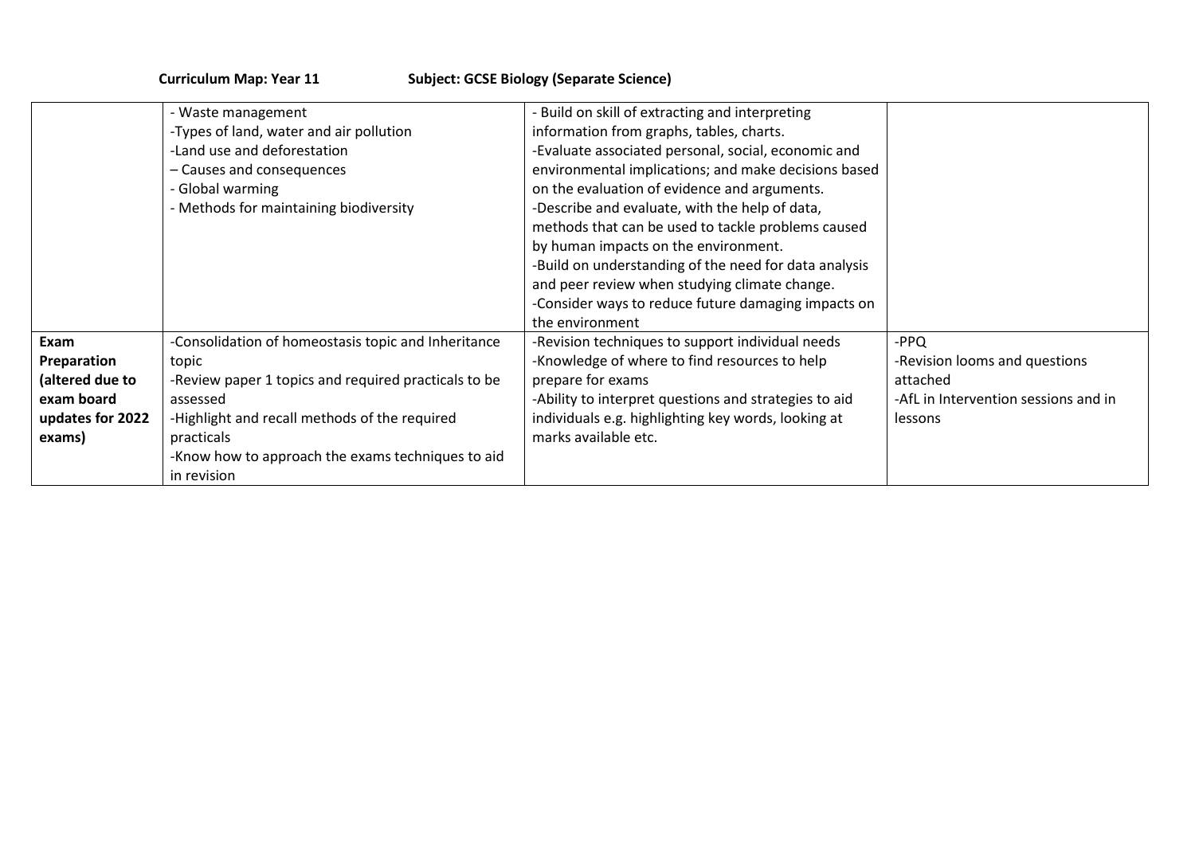**Curriculum Map: Year 11** **Subject: GCSE Biology (Separate Science)**

| | | | |
|---|---|---|---|
| | - Waste management<br>-Types of land, water and air pollution<br>-Land use and deforestation<br>– Causes and consequences<br>- Global warming<br>- Methods for maintaining biodiversity | - Build on skill of extracting and interpreting information from graphs, tables, charts.<br>-Evaluate associated personal, social, economic and environmental implications; and make decisions based on the evaluation of evidence and arguments.<br>-Describe and evaluate, with the help of data, methods that can be used to tackle problems caused by human impacts on the environment.<br>-Build on understanding of the need for data analysis and peer review when studying climate change.<br>-Consider ways to reduce future damaging impacts on the environment | |
| **Exam Preparation (altered due to exam board updates for 2022 exams)** | -Consolidation of homeostasis topic and Inheritance topic<br>-Review paper 1 topics and required practicals to be assessed<br>-Highlight and recall methods of the required practicals<br>-Know how to approach the exams techniques to aid in revision | -Revision techniques to support individual needs<br>-Knowledge of where to find resources to help prepare for exams<br>-Ability to interpret questions and strategies to aid individuals e.g. highlighting key words, looking at marks available etc. | -PPQ<br>-Revision looms and questions attached<br>-AfL in Intervention sessions and in lessons |